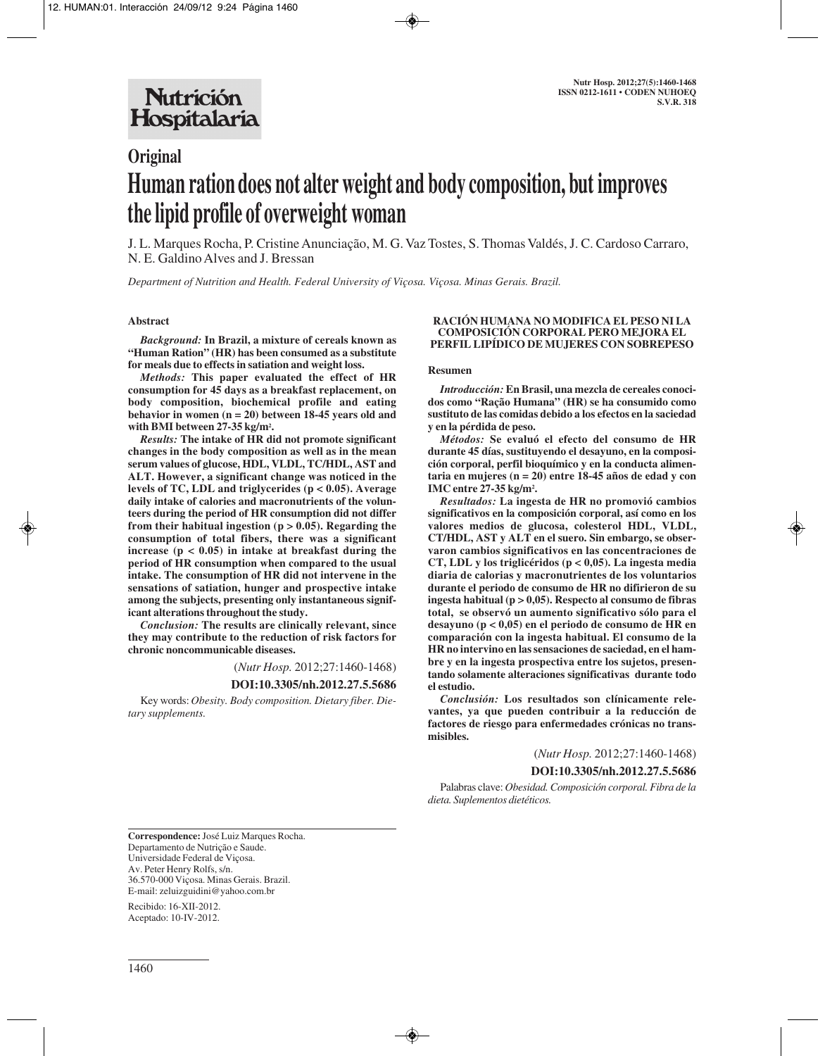# Original

# Human ration does not alter weight and body composition, but improves the lipid profile of overweight woman

J. L. Marques Rocha, P. Cristine Anunciação, M. G. Vaz Tostes, S. Thomas Valdés, J. C. Cardoso Carraro, N. E. Galdino Alves and J. Bressan

*Department of Nutrition and Health. Federal University of Viçosa. Viçosa. Minas Gerais. Brazil.*

## Abstract

***Background:*** **In Brazil, a mixture of cereals known as "Human Ration" (HR) has been consumed as a substitute for meals due to effects in satiation and weight loss.**

***Methods:*** **This paper evaluated the effect of HR consumption for 45 days as a breakfast replacement, on body composition, biochemical profile and eating behavior in women (n = 20) between 18-45 years old and with BMI between 27-35 kg/m².**

***Results:*** **The intake of HR did not promote significant changes in the body composition as well as in the mean serum values of glucose, HDL, VLDL, TC/HDL, AST and ALT. However, a significant change was noticed in the levels of TC, LDL and triglycerides ($p < 0.05$). Average daily intake of calories and macronutrients of the volunteers during the period of HR consumption did not differ from their habitual ingestion ($p > 0.05$). Regarding the consumption of total fibers, there was a significant increase ($p < 0.05$) in intake at breakfast during the period of HR consumption when compared to the usual intake. The consumption of HR did not intervene in the sensations of satiation, hunger and prospective intake among the subjects, presenting only instantaneous significant alterations throughout the study.**

***Conclusion:*** **The results are clinically relevant, since they may contribute to the reduction of risk factors for chronic noncommunicable diseases.**

(*Nutr Hosp.* 2012;27:1460-1468)

**DOI:10.3305/nh.2012.27.5.5686**

Key words: *Obesity. Body composition. Dietary fiber. Dietary supplements.*

## RACIÓN HUMANA NO MODIFICA EL PESO NI LA COMPOSICIÓN CORPORAL PERO MEJORA EL PERFIL LIPÍDICO DE MUJERES CON SOBREPESO

### Resumen

***Introducción:*** **En Brasil, una mezcla de cereales conocidos como "Ração Humana" (HR) se ha consumido como sustituto de las comidas debido a los efectos en la saciedad y en la pérdida de peso.**

***Métodos:*** **Se evaluó el efecto del consumo de HR durante 45 días, sustituyendo el desayuno, en la composición corporal, perfil bioquímico y en la conducta alimentaria en mujeres (n = 20) entre 18-45 años de edad y con IMC entre 27-35 kg/m².**

***Resultados:*** **La ingesta de HR no promovió cambios significativos en la composición corporal, así como en los valores medios de glucosa, colesterol HDL, VLDL, CT/HDL, AST y ALT en el suero. Sin embargo, se observaron cambios significativos en las concentraciones de CT, LDL y los triglicéridos ($p < 0,05$). La ingesta media diaria de calorias y macronutrientes de los voluntarios durante el periodo de consumo de HR no difirieron de su ingesta habitual ($p > 0,05$). Respecto al consumo de fibras total, se observó un aumento significativo sólo para el desayuno ($p < 0,05$) en el periodo de consumo de HR en comparación con la ingesta habitual. El consumo de la HR no intervino en las sensaciones de saciedad, en el hambre y en la ingesta prospectiva entre los sujetos, presentando solamente alteraciones significativas durante todo el estudio.**

***Conclusión:*** **Los resultados son clínicamente relevantes, ya que pueden contribuir a la reducción de factores de riesgo para enfermedades crónicas no transmisibles.**

(*Nutr Hosp.* 2012;27:1460-1468)

**DOI:10.3305/nh.2012.27.5.5686**

Palabras clave: *Obesidad. Composición corporal. Fibra de la dieta. Suplementos dietéticos.*

---

**Correspondence:** José Luiz Marques Rocha.
Departamento de Nutrição e Saude.
Universidade Federal de Viçosa.
Av. Peter Henry Rolfs, s/n.
36.570-000 Viçosa. Minas Gerais. Brazil.
E-mail: zeluizguidini@yahoo.com.br

Recibido: 16-XII-2012.
Aceptado: 10-IV-2012.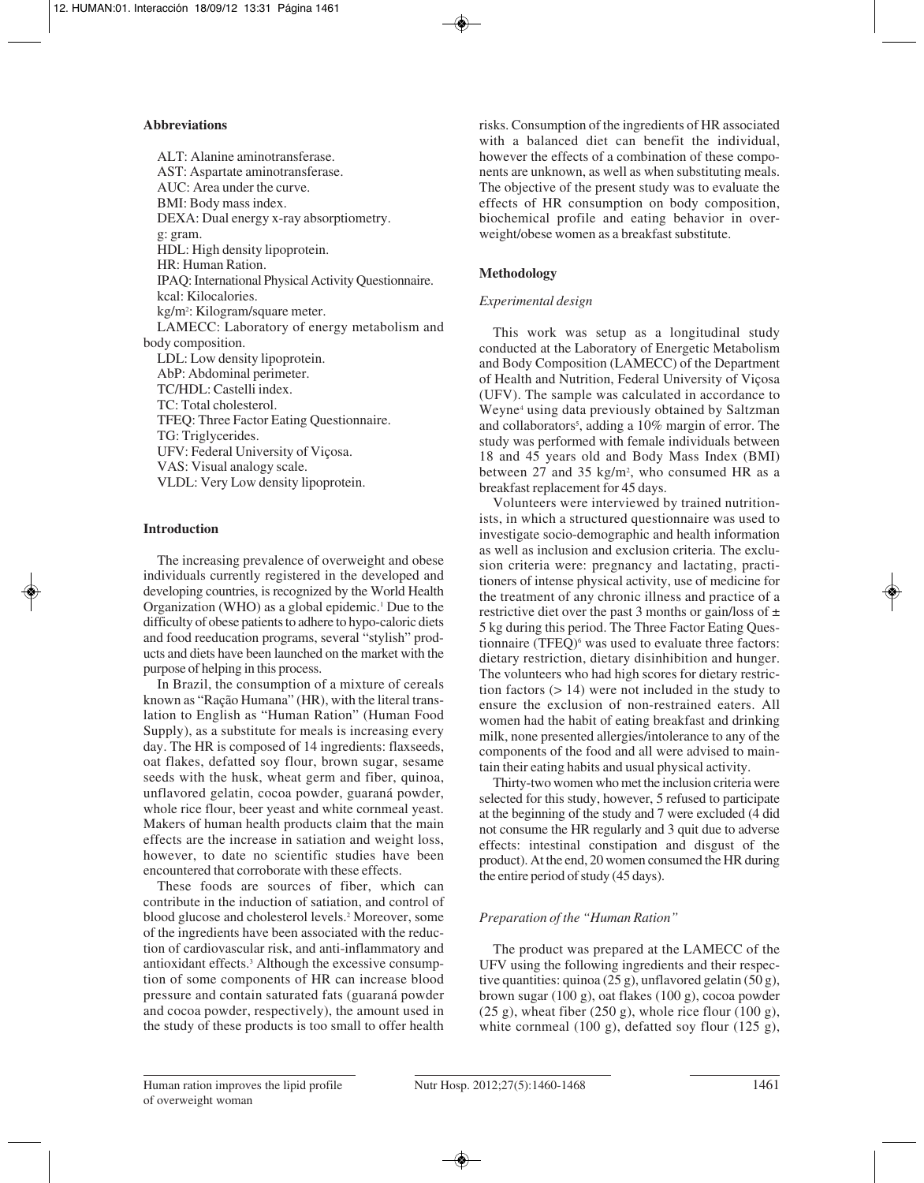### Abbreviations

ALT: Alanine aminotransferase.
AST: Aspartate aminotransferase.
AUC: Area under the curve.
BMI: Body mass index.
DEXA: Dual energy x-ray absorptiometry.
g: gram.
HDL: High density lipoprotein.
HR: Human Ration.
IPAQ: International Physical Activity Questionnaire.
kcal: Kilocalories.
kg/m$^2$: Kilogram/square meter.
LAMECC: Laboratory of energy metabolism and body composition.
LDL: Low density lipoprotein.
AbP: Abdominal perimeter.
TC/HDL: Castelli index.
TC: Total cholesterol.
TFEQ: Three Factor Eating Questionnaire.
TG: Triglycerides.
UFV: Federal University of Viçosa.
VAS: Visual analogy scale.
VLDL: Very Low density lipoprotein.

### Introduction

The increasing prevalence of overweight and obese individuals currently registered in the developed and developing countries, is recognized by the World Health Organization (WHO) as a global epidemic.[1] Due to the difficulty of obese patients to adhere to hypo-caloric diets and food reeducation programs, several "stylish" products and diets have been launched on the market with the purpose of helping in this process.

In Brazil, the consumption of a mixture of cereals known as "Ração Humana" (HR), with the literal translation to English as "Human Ration" (Human Food Supply), as a substitute for meals is increasing every day. The HR is composed of 14 ingredients: flaxseeds, oat flakes, defatted soy flour, brown sugar, sesame seeds with the husk, wheat germ and fiber, quinoa, unflavored gelatin, cocoa powder, guaraná powder, whole rice flour, beer yeast and white cornmeal yeast. Makers of human health products claim that the main effects are the increase in satiation and weight loss, however, to date no scientific studies have been encountered that corroborate with these effects.

These foods are sources of fiber, which can contribute in the induction of satiation, and control of blood glucose and cholesterol levels.[2] Moreover, some of the ingredients have been associated with the reduction of cardiovascular risk, and anti-inflammatory and antioxidant effects.[3] Although the excessive consumption of some components of HR can increase blood pressure and contain saturated fats (guaraná powder and cocoa powder, respectively), the amount used in the study of these products is too small to offer health risks. Consumption of the ingredients of HR associated with a balanced diet can benefit the individual, however the effects of a combination of these components are unknown, as well as when substituting meals. The objective of the present study was to evaluate the effects of HR consumption on body composition, biochemical profile and eating behavior in overweight/obese women as a breakfast substitute.

### Methodology

#### *Experimental design*

This work was setup as a longitudinal study conducted at the Laboratory of Energetic Metabolism and Body Composition (LAMECC) of the Department of Health and Nutrition, Federal University of Viçosa (UFV). The sample was calculated in accordance to Weyne[4] using data previously obtained by Saltzman and collaborators[5], adding a 10% margin of error. The study was performed with female individuals between 18 and 45 years old and Body Mass Index (BMI) between 27 and 35 kg/m$^2$, who consumed HR as a breakfast replacement for 45 days.

Volunteers were interviewed by trained nutritionists, in which a structured questionnaire was used to investigate socio-demographic and health information as well as inclusion and exclusion criteria. The exclusion criteria were: pregnancy and lactating, practitioners of intense physical activity, use of medicine for the treatment of any chronic illness and practice of a restrictive diet over the past 3 months or gain/loss of $\pm$ 5 kg during this period. The Three Factor Eating Questionnaire (TFEQ)[6] was used to evaluate three factors: dietary restriction, dietary disinhibition and hunger. The volunteers who had high scores for dietary restriction factors (> 14) were not included in the study to ensure the exclusion of non-restrained eaters. All women had the habit of eating breakfast and drinking milk, none presented allergies/intolerance to any of the components of the food and all were advised to maintain their eating habits and usual physical activity.

Thirty-two women who met the inclusion criteria were selected for this study, however, 5 refused to participate at the beginning of the study and 7 were excluded (4 did not consume the HR regularly and 3 quit due to adverse effects: intestinal constipation and disgust of the product). At the end, 20 women consumed the HR during the entire period of study (45 days).

#### *Preparation of the "Human Ration"*

The product was prepared at the LAMECC of the UFV using the following ingredients and their respective quantities: quinoa (25 g), unflavored gelatin (50 g), brown sugar (100 g), oat flakes (100 g), cocoa powder (25 g), wheat fiber (250 g), whole rice flour (100 g), white cornmeal (100 g), defatted soy flour (125 g),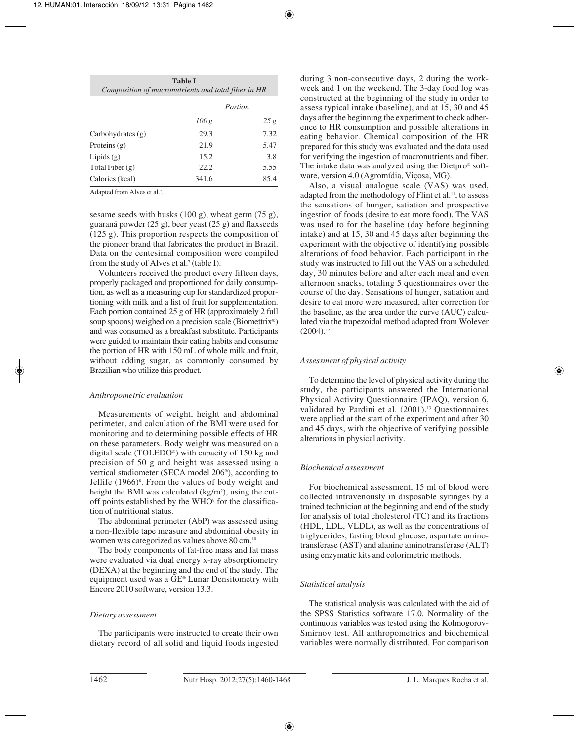**Table I**
*Composition of macronutrients and total fiber in HR*

| | Portion | |
|---|---|---|
| | *100 g* | *25 g* |
| Carbohydrates (g) | 29.3 | 7.32 |
| Proteins (g) | 21.9 | 5.47 |
| Lipids (g) | 15.2 | 3.8 |
| Total Fiber (g) | 22.2 | 5.55 |
| Calories (kcal) | 341.6 | 85.4 |

Adapted from Alves et al.[7].

sesame seeds with husks (100 g), wheat germ (75 g), guaraná powder (25 g), beer yeast (25 g) and flaxseeds (125 g). This proportion respects the composition of the pioneer brand that fabricates the product in Brazil. Data on the centesimal composition were compiled from the study of Alves et al.[7] (table I).

Volunteers received the product every fifteen days, properly packaged and proportioned for daily consumption, as well as a measuring cup for standardized proportioning with milk and a list of fruit for supplementation. Each portion contained 25 g of HR (approximately 2 full soup spoons) weighed on a precision scale (Biomettrix®) and was consumed as a breakfast substitute. Participants were guided to maintain their eating habits and consume the portion of HR with 150 mL of whole milk and fruit, without adding sugar, as commonly consumed by Brazilian who utilize this product.

### *Anthropometric evaluation*

Measurements of weight, height and abdominal perimeter, and calculation of the BMI were used for monitoring and to determining possible effects of HR on these parameters. Body weight was measured on a digital scale (TOLEDO®) with capacity of 150 kg and precision of 50 g and height was assessed using a vertical stadiometer (SECA model 206®), according to Jellife (1966)[8]. From the values of body weight and height the BMI was calculated (kg/m$^2$), using the cut-off points established by the WHO[9] for the classification of nutritional status.

The abdominal perimeter (AbP) was assessed using a non-flexible tape measure and abdominal obesity in women was categorized as values above 80 cm.[10]

The body components of fat-free mass and fat mass were evaluated via dual energy x-ray absorptiometry (DEXA) at the beginning and the end of the study. The equipment used was a GE® Lunar Densitometry with Encore 2010 software, version 13.3.

### *Dietary assessment*

The participants were instructed to create their own dietary record of all solid and liquid foods ingested during 3 non-consecutive days, 2 during the workweek and 1 on the weekend. The 3-day food log was constructed at the beginning of the study in order to assess typical intake (baseline), and at 15, 30 and 45 days after the beginning the experiment to check adherence to HR consumption and possible alterations in eating behavior. Chemical composition of the HR prepared for this study was evaluated and the data used for verifying the ingestion of macronutrients and fiber. The intake data was analyzed using the Dietpro® software, version 4.0 (Agromídia, Viçosa, MG).

Also, a visual analogue scale (VAS) was used, adapted from the methodology of Flint et al.[11], to assess the sensations of hunger, satiation and prospective ingestion of foods (desire to eat more food). The VAS was used to for the baseline (day before beginning intake) and at 15, 30 and 45 days after beginning the experiment with the objective of identifying possible alterations of food behavior. Each participant in the study was instructed to fill out the VAS on a scheduled day, 30 minutes before and after each meal and even afternoon snacks, totaling 5 questionnaires over the course of the day. Sensations of hunger, satiation and desire to eat more were measured, after correction for the baseline, as the area under the curve (AUC) calculated via the trapezoidal method adapted from Wolever (2004).[12]

### *Assessment of physical activity*

To determine the level of physical activity during the study, the participants answered the International Physical Activity Questionnaire (IPAQ), version 6, validated by Pardini et al. (2001).[13] Questionnaires were applied at the start of the experiment and after 30 and 45 days, with the objective of verifying possible alterations in physical activity.

### *Biochemical assessment*

For biochemical assessment, 15 ml of blood were collected intravenously in disposable syringes by a trained technician at the beginning and end of the study for analysis of total cholesterol (TC) and its fractions (HDL, LDL, VLDL), as well as the concentrations of triglycerides, fasting blood glucose, aspartate aminotransferase (AST) and alanine aminotransferase (ALT) using enzymatic kits and colorimetric methods.

### *Statistical analysis*

The statistical analysis was calculated with the aid of the SPSS Statistics software 17.0. Normality of the continuous variables was tested using the Kolmogorov-Smirnov test. All anthropometrics and biochemical variables were normally distributed. For comparison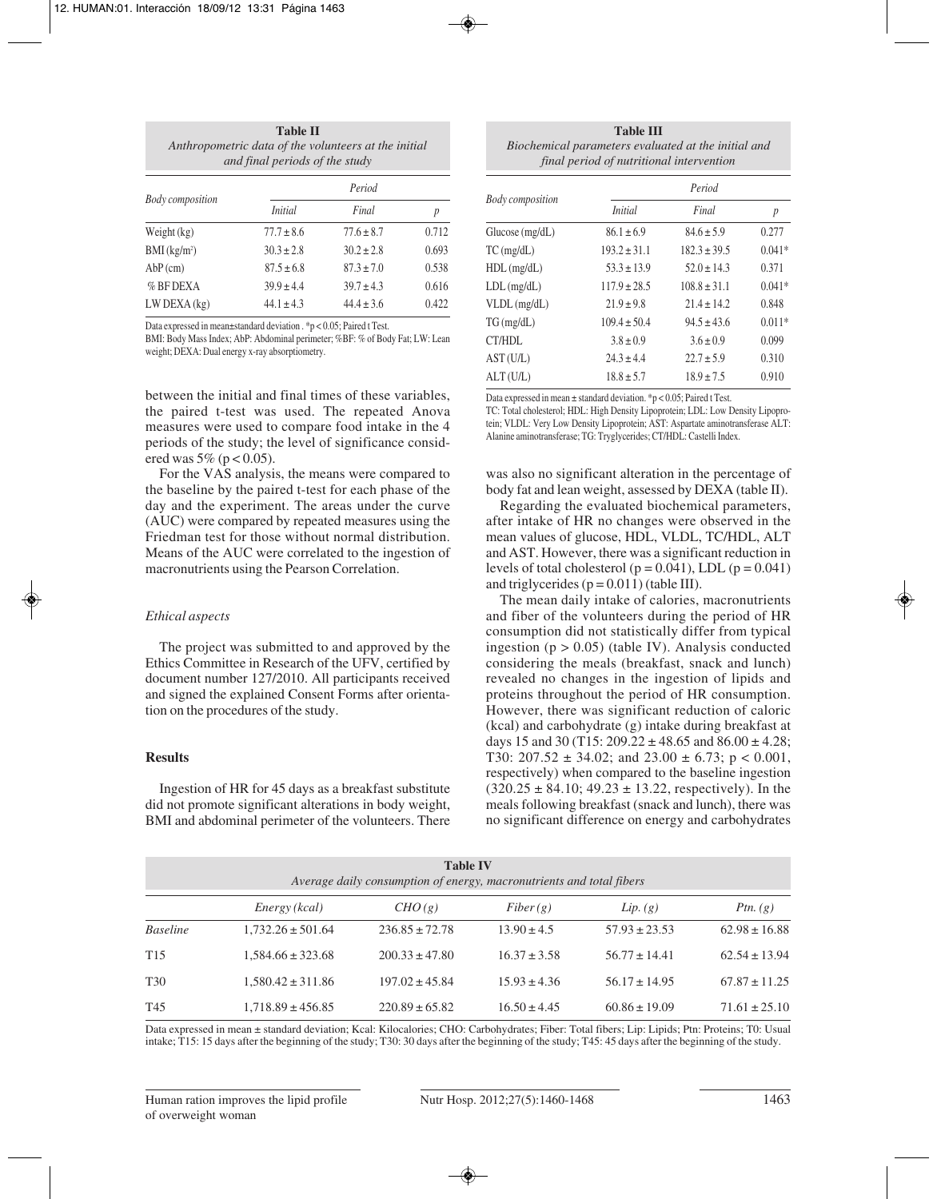**Table II**
*Anthropometric data of the volunteers at the initial and final periods of the study*

| Body composition | Period | | |
|---|---|---|---|
| | Initial | Final | p |
| Weight (kg) | 77.7 ± 8.6 | 77.6 ± 8.7 | 0.712 |
| BMI (kg/m²) | 30.3 ± 2.8 | 30.2 ± 2.8 | 0.693 |
| AbP (cm) | 87.5 ± 6.8 | 87.3 ± 7.0 | 0.538 |
| % BF DEXA | 39.9 ± 4.4 | 39.7 ± 4.3 | 0.616 |
| LW DEXA (kg) | 44.1 ± 4.3 | 44.4 ± 3.6 | 0.422 |

Data expressed in mean±standard deviation . *p < 0.05; Paired t Test.
BMI: Body Mass Index; AbP: Abdominal perimeter; %BF: % of Body Fat; LW: Lean weight; DEXA: Dual energy x-ray absorptiometry.

between the initial and final times of these variables, the paired t-test was used. The repeated Anova measures were used to compare food intake in the 4 periods of the study; the level of significance considered was 5% ($p < 0.05$).

For the VAS analysis, the means were compared to the baseline by the paired t-test for each phase of the day and the experiment. The areas under the curve (AUC) were compared by repeated measures using the Friedman test for those without normal distribution. Means of the AUC were correlated to the ingestion of macronutrients using the Pearson Correlation.

### *Ethical aspects*

The project was submitted to and approved by the Ethics Committee in Research of the UFV, certified by document number 127/2010. All participants received and signed the explained Consent Forms after orientation on the procedures of the study.

## Results

Ingestion of HR for 45 days as a breakfast substitute did not promote significant alterations in body weight, BMI and abdominal perimeter of the volunteers. There was also no significant alteration in the percentage of body fat and lean weight, assessed by DEXA (table II).

**Table III**
*Biochemical parameters evaluated at the initial and final period of nutritional intervention*

| Body composition | Period | | |
|---|---|---|---|
| | Initial | Final | p |
| Glucose (mg/dL) | 86.1 ± 6.9 | 84.6 ± 5.9 | 0.277 |
| TC (mg/dL) | 193.2 ± 31.1 | 182.3 ± 39.5 | 0.041* |
| HDL (mg/dL) | 53.3 ± 13.9 | 52.0 ± 14.3 | 0.371 |
| LDL (mg/dL) | 117.9 ± 28.5 | 108.8 ± 31.1 | 0.041* |
| VLDL (mg/dL) | 21.9 ± 9.8 | 21.4 ± 14.2 | 0.848 |
| TG (mg/dL) | 109.4 ± 50.4 | 94.5 ± 43.6 | 0.011* |
| CT/HDL | 3.8 ± 0.9 | 3.6 ± 0.9 | 0.099 |
| AST (U/L) | 24.3 ± 4.4 | 22.7 ± 5.9 | 0.310 |
| ALT (U/L) | 18.8 ± 5.7 | 18.9 ± 7.5 | 0.910 |

Data expressed in mean ± standard deviation. *p < 0.05; Paired t Test.
TC: Total cholesterol; HDL: High Density Lipoprotein; LDL: Low Density Lipoprotein; VLDL: Very Low Density Lipoprotein; AST: Aspartate aminotransferase ALT: Alanine aminotransferase; TG: Tryglycerides; CT/HDL: Castelli Index.

Regarding the evaluated biochemical parameters, after intake of HR no changes were observed in the mean values of glucose, HDL, VLDL, TC/HDL, ALT and AST. However, there was a significant reduction in levels of total cholesterol ($p = 0.041$), LDL ($p = 0.041$) and triglycerides ($p = 0.011$) (table III).

The mean daily intake of calories, macronutrients and fiber of the volunteers during the period of HR consumption did not statistically differ from typical ingestion ($p > 0.05$) (table IV). Analysis conducted considering the meals (breakfast, snack and lunch) revealed no changes in the ingestion of lipids and proteins throughout the period of HR consumption. However, there was significant reduction of caloric (kcal) and carbohydrate (g) intake during breakfast at days 15 and 30 (T15: 209.22 ± 48.65 and 86.00 ± 4.28; T30: 207.52 ± 34.02; and 23.00 ± 6.73; $p < 0.001$, respectively) when compared to the baseline ingestion (320.25 ± 84.10; 49.23 ± 13.22, respectively). In the meals following breakfast (snack and lunch), there was no significant difference on energy and carbohydrates

**Table IV**
*Average daily consumption of energy, macronutrients and total fibers*

| | Energy (kcal) | CHO (g) | Fiber (g) | Lip. (g) | Ptn. (g) |
|---|---|---|---|---|---|
| *Baseline* | 1,732.26 ± 501.64 | 236.85 ± 72.78 | 13.90 ± 4.5 | 57.93 ± 23.53 | 62.98 ± 16.88 |
| T15 | 1,584.66 ± 323.68 | 200.33 ± 47.80 | 16.37 ± 3.58 | 56.77 ± 14.41 | 62.54 ± 13.94 |
| T30 | 1,580.42 ± 311.86 | 197.02 ± 45.84 | 15.93 ± 4.36 | 56.17 ± 14.95 | 67.87 ± 11.25 |
| T45 | 1,718.89 ± 456.85 | 220.89 ± 65.82 | 16.50 ± 4.45 | 60.86 ± 19.09 | 71.61 ± 25.10 |

Data expressed in mean ± standard deviation; Kcal: Kilocalories; CHO: Carbohydrates; Fiber: Total fibers; Lip: Lipids; Ptn: Proteins; T0: Usual intake; T15: 15 days after the beginning of the study; T30: 30 days after the beginning of the study; T45: 45 days after the beginning of the study.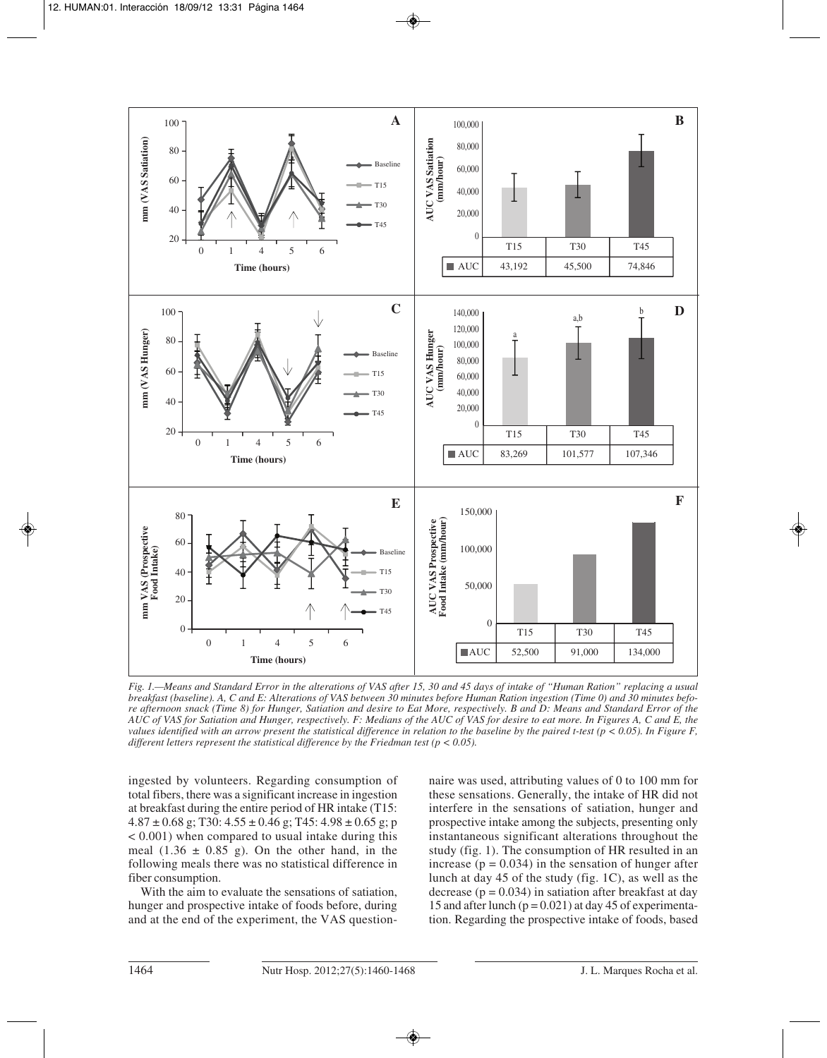Fig. 1.—Means and Standard Error in the alterations of VAS after 15, 30 and 45 days of intake of "Human Ration" replacing a usual breakfast (baseline). A, C and E: Alterations of VAS between 30 minutes before Human Ration ingestion (Time 0) and 30 minutes before afternoon snack (Time 8) for Hunger, Satiation and desire to Eat More, respectively. B and D: Means and Standard Error of the AUC of VAS for Satiation and Hunger, respectively. F: Medians of the AUC of VAS for desire to eat more. In Figures A, C and E, the values identified with an arrow present the statistical difference in relation to the baseline by the paired t-test ($p < 0.05$). In Figure F, different letters represent the statistical difference by the Friedman test ($p < 0.05$).

ingested by volunteers. Regarding consumption of total fibers, there was a significant increase in ingestion at breakfast during the entire period of HR intake (T15: 4.87 ± 0.68 g; T30: 4.55 ± 0.46 g; T45: 4.98 ± 0.65 g; $p < 0.001$) when compared to usual intake during this meal (1.36 ± 0.85 g). On the other hand, in the following meals there was no statistical difference in fiber consumption.

With the aim to evaluate the sensations of satiation, hunger and prospective intake of foods before, during and at the end of the experiment, the VAS questionnaire was used, attributing values of 0 to 100 mm for these sensations. Generally, the intake of HR did not interfere in the sensations of satiation, hunger and prospective intake among the subjects, presenting only instantaneous significant alterations throughout the study (fig. 1). The consumption of HR resulted in an increase ($p = 0.034$) in the sensation of hunger after lunch at day 45 of the study (fig. 1C), as well as the decrease ($p = 0.034$) in satiation after breakfast at day 15 and after lunch ($p = 0.021$) at day 45 of experimentation. Regarding the prospective intake of foods, based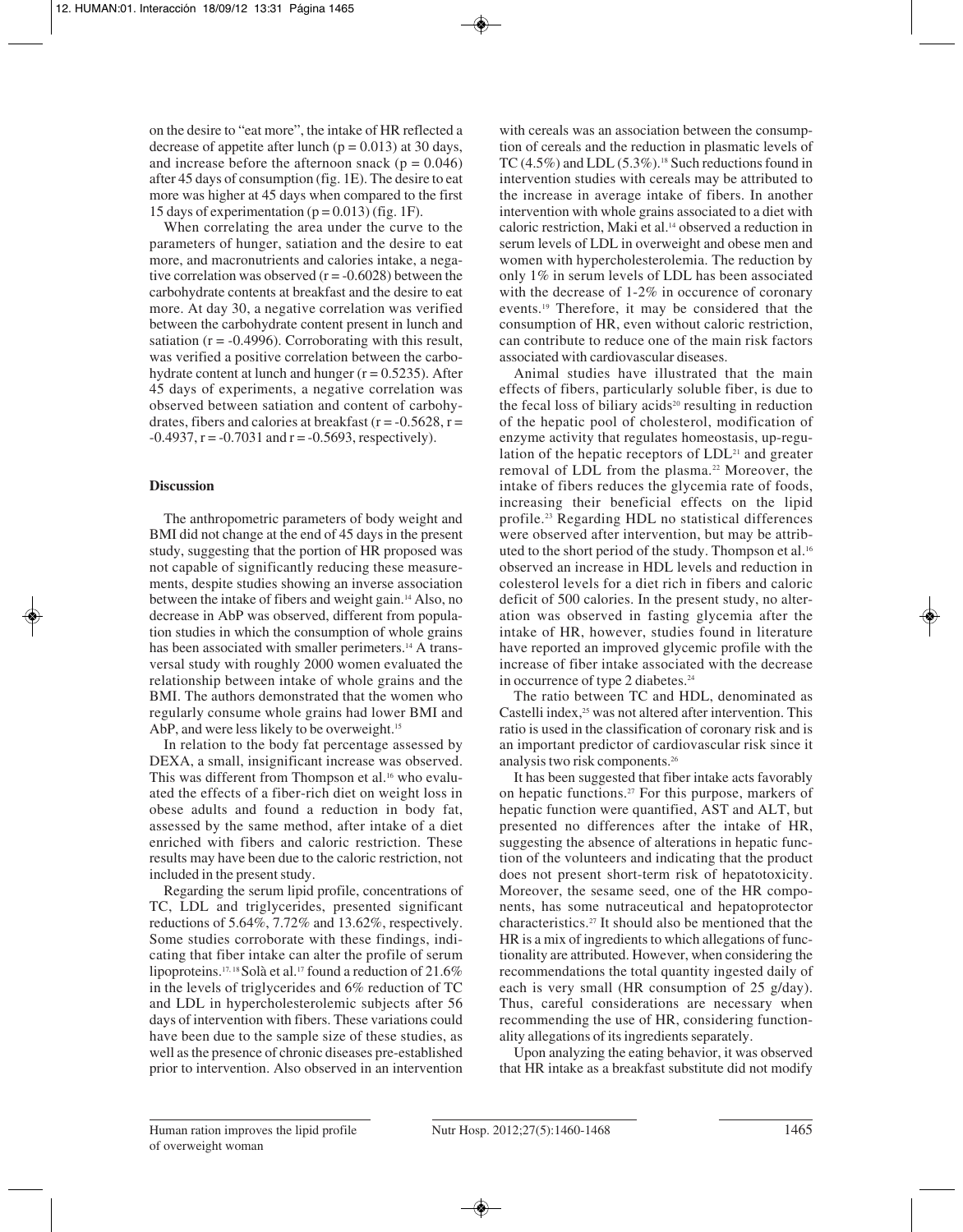on the desire to "eat more", the intake of HR reflected a decrease of appetite after lunch ($p = 0.013$) at 30 days, and increase before the afternoon snack ($p = 0.046$) after 45 days of consumption (fig. 1E). The desire to eat more was higher at 45 days when compared to the first 15 days of experimentation ($p = 0.013$) (fig. 1F).

When correlating the area under the curve to the parameters of hunger, satiation and the desire to eat more, and macronutrients and calories intake, a negative correlation was observed ($r = -0.6028$) between the carbohydrate contents at breakfast and the desire to eat more. At day 30, a negative correlation was verified between the carbohydrate content present in lunch and satiation ($r = -0.4996$). Corroborating with this result, was verified a positive correlation between the carbohydrate content at lunch and hunger ($r = 0.5235$). After 45 days of experiments, a negative correlation was observed between satiation and content of carbohydrates, fibers and calories at breakfast ($r = -0.5628$, $r = -0.4937$, $r = -0.7031$ and $r = -0.5693$, respectively).

## Discussion

The anthropometric parameters of body weight and BMI did not change at the end of 45 days in the present study, suggesting that the portion of HR proposed was not capable of significantly reducing these measurements, despite studies showing an inverse association between the intake of fibers and weight gain.[14] Also, no decrease in AbP was observed, different from population studies in which the consumption of whole grains has been associated with smaller perimeters.[14] A transversal study with roughly 2000 women evaluated the relationship between intake of whole grains and the BMI. The authors demonstrated that the women who regularly consume whole grains had lower BMI and AbP, and were less likely to be overweight.[15]

In relation to the body fat percentage assessed by DEXA, a small, insignificant increase was observed. This was different from Thompson et al.[16] who evaluated the effects of a fiber-rich diet on weight loss in obese adults and found a reduction in body fat, assessed by the same method, after intake of a diet enriched with fibers and caloric restriction. These results may have been due to the caloric restriction, not included in the present study.

Regarding the serum lipid profile, concentrations of TC, LDL and triglycerides, presented significant reductions of 5.64%, 7.72% and 13.62%, respectively. Some studies corroborate with these findings, indicating that fiber intake can alter the profile of serum lipoproteins.[17,18] Solà et al.[17] found a reduction of 21.6% in the levels of triglycerides and 6% reduction of TC and LDL in hypercholesterolemic subjects after 56 days of intervention with fibers. These variations could have been due to the sample size of these studies, as well as the presence of chronic diseases pre-established prior to intervention. Also observed in an intervention with cereals was an association between the consumption of cereals and the reduction in plasmatic levels of TC (4.5%) and LDL (5.3%).[18] Such reductions found in intervention studies with cereals may be attributed to the increase in average intake of fibers. In another intervention with whole grains associated to a diet with caloric restriction, Maki et al.[14] observed a reduction in serum levels of LDL in overweight and obese men and women with hypercholesterolemia. The reduction by only 1% in serum levels of LDL has been associated with the decrease of 1-2% in occurence of coronary events.[19] Therefore, it may be considered that the consumption of HR, even without caloric restriction, can contribute to reduce one of the main risk factors associated with cardiovascular diseases.

Animal studies have illustrated that the main effects of fibers, particularly soluble fiber, is due to the fecal loss of biliary acids[20] resulting in reduction of the hepatic pool of cholesterol, modification of enzyme activity that regulates homeostasis, up-regulation of the hepatic receptors of LDL[21] and greater removal of LDL from the plasma.[22] Moreover, the intake of fibers reduces the glycemia rate of foods, increasing their beneficial effects on the lipid profile.[23] Regarding HDL no statistical differences were observed after intervention, but may be attributed to the short period of the study. Thompson et al.[16] observed an increase in HDL levels and reduction in colesterol levels for a diet rich in fibers and caloric deficit of 500 calories. In the present study, no alteration was observed in fasting glycemia after the intake of HR, however, studies found in literature have reported an improved glycemic profile with the increase of fiber intake associated with the decrease in occurrence of type 2 diabetes.[24]

The ratio between TC and HDL, denominated as Castelli index,[25] was not altered after intervention. This ratio is used in the classification of coronary risk and is an important predictor of cardiovascular risk since it analysis two risk components.[26]

It has been suggested that fiber intake acts favorably on hepatic functions.[27] For this purpose, markers of hepatic function were quantified, AST and ALT, but presented no differences after the intake of HR, suggesting the absence of alterations in hepatic function of the volunteers and indicating that the product does not present short-term risk of hepatotoxicity. Moreover, the sesame seed, one of the HR components, has some nutraceutical and hepatoprotector characteristics.[27] It should also be mentioned that the HR is a mix of ingredients to which allegations of functionality are attributed. However, when considering the recommendations the total quantity ingested daily of each is very small (HR consumption of 25 g/day). Thus, careful considerations are necessary when recommending the use of HR, considering functionality allegations of its ingredients separately.

Upon analyzing the eating behavior, it was observed that HR intake as a breakfast substitute did not modify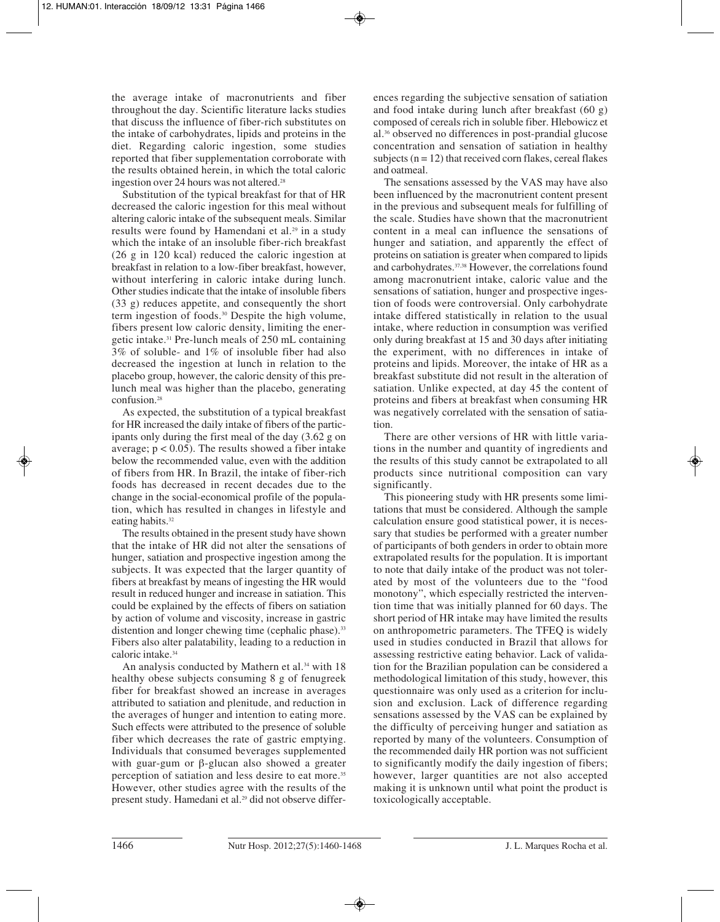the average intake of macronutrients and fiber throughout the day. Scientific literature lacks studies that discuss the influence of fiber-rich substitutes on the intake of carbohydrates, lipids and proteins in the diet. Regarding caloric ingestion, some studies reported that fiber supplementation corroborate with the results obtained herein, in which the total caloric ingestion over 24 hours was not altered.[28]

Substitution of the typical breakfast for that of HR decreased the caloric ingestion for this meal without altering caloric intake of the subsequent meals. Similar results were found by Hamendani et al.[29] in a study which the intake of an insoluble fiber-rich breakfast (26 g in 120 kcal) reduced the caloric ingestion at breakfast in relation to a low-fiber breakfast, however, without interfering in caloric intake during lunch. Other studies indicate that the intake of insoluble fibers (33 g) reduces appetite, and consequently the short term ingestion of foods.[30] Despite the high volume, fibers present low caloric density, limiting the energetic intake.[31] Pre-lunch meals of 250 mL containing 3% of soluble- and 1% of insoluble fiber had also decreased the ingestion at lunch in relation to the placebo group, however, the caloric density of this pre-lunch meal was higher than the placebo, generating confusion.[28]

As expected, the substitution of a typical breakfast for HR increased the daily intake of fibers of the participants only during the first meal of the day (3.62 g on average; $p < 0.05$). The results showed a fiber intake below the recommended value, even with the addition of fibers from HR. In Brazil, the intake of fiber-rich foods has decreased in recent decades due to the change in the social-economical profile of the population, which has resulted in changes in lifestyle and eating habits.[32]

The results obtained in the present study have shown that the intake of HR did not alter the sensations of hunger, satiation and prospective ingestion among the subjects. It was expected that the larger quantity of fibers at breakfast by means of ingesting the HR would result in reduced hunger and increase in satiation. This could be explained by the effects of fibers on satiation by action of volume and viscosity, increase in gastric distention and longer chewing time (cephalic phase).[33] Fibers also alter palatability, leading to a reduction in caloric intake.[34]

An analysis conducted by Mathern et al.[34] with 18 healthy obese subjects consuming 8 g of fenugreek fiber for breakfast showed an increase in averages attributed to satiation and plenitude, and reduction in the averages of hunger and intention to eating more. Such effects were attributed to the presence of soluble fiber which decreases the rate of gastric emptying. Individuals that consumed beverages supplemented with guar-gum or β-glucan also showed a greater perception of satiation and less desire to eat more.[35] However, other studies agree with the results of the present study. Hamedani et al.[29] did not observe differences regarding the subjective sensation of satiation and food intake during lunch after breakfast (60 g) composed of cereals rich in soluble fiber. Hlebowicz et al.[36] observed no differences in post-prandial glucose concentration and sensation of satiation in healthy subjects ($n = 12$) that received corn flakes, cereal flakes and oatmeal.

The sensations assessed by the VAS may have also been influenced by the macronutrient content present in the previous and subsequent meals for fulfilling of the scale. Studies have shown that the macronutrient content in a meal can influence the sensations of hunger and satiation, and apparently the effect of proteins on satiation is greater when compared to lipids and carbohydrates.[37,38] However, the correlations found among macronutrient intake, caloric value and the sensations of satiation, hunger and prospective ingestion of foods were controversial. Only carbohydrate intake differed statistically in relation to the usual intake, where reduction in consumption was verified only during breakfast at 15 and 30 days after initiating the experiment, with no differences in intake of proteins and lipids. Moreover, the intake of HR as a breakfast substitute did not result in the alteration of satiation. Unlike expected, at day 45 the content of proteins and fibers at breakfast when consuming HR was negatively correlated with the sensation of satiation.

There are other versions of HR with little variations in the number and quantity of ingredients and the results of this study cannot be extrapolated to all products since nutritional composition can vary significantly.

This pioneering study with HR presents some limitations that must be considered. Although the sample calculation ensure good statistical power, it is necessary that studies be performed with a greater number of participants of both genders in order to obtain more extrapolated results for the population. It is important to note that daily intake of the product was not tolerated by most of the volunteers due to the "food monotony", which especially restricted the intervention time that was initially planned for 60 days. The short period of HR intake may have limited the results on anthropometric parameters. The TFEQ is widely used in studies conducted in Brazil that allows for assessing restrictive eating behavior. Lack of validation for the Brazilian population can be considered a methodological limitation of this study, however, this questionnaire was only used as a criterion for inclusion and exclusion. Lack of difference regarding sensations assessed by the VAS can be explained by the difficulty of perceiving hunger and satiation as reported by many of the volunteers. Consumption of the recommended daily HR portion was not sufficient to significantly modify the daily ingestion of fibers; however, larger quantities are not also accepted making it is unknown until what point the product is toxicologically acceptable.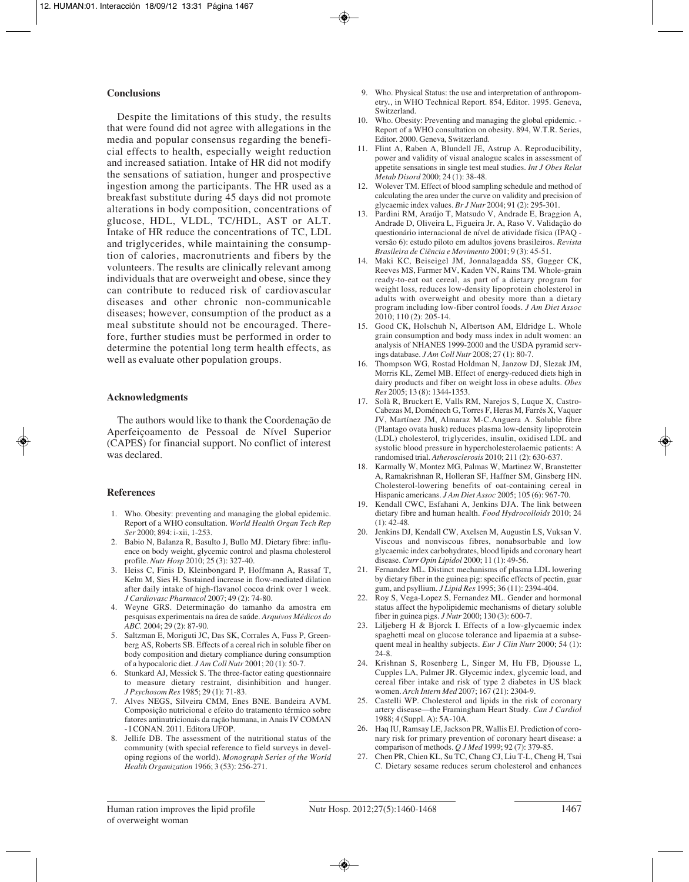## Conclusions

Despite the limitations of this study, the results that were found did not agree with allegations in the media and popular consensus regarding the beneficial effects to health, especially weight reduction and increased satiation. Intake of HR did not modify the sensations of satiation, hunger and prospective ingestion among the participants. The HR used as a breakfast substitute during 45 days did not promote alterations in body composition, concentrations of glucose, HDL, VLDL, TC/HDL, AST or ALT. Intake of HR reduce the concentrations of TC, LDL and triglycerides, while maintaining the consumption of calories, macronutrients and fibers by the volunteers. The results are clinically relevant among individuals that are overweight and obese, since they can contribute to reduced risk of cardiovascular diseases and other chronic non-communicable diseases; however, consumption of the product as a meal substitute should not be encouraged. Therefore, further studies must be performed in order to determine the potential long term health effects, as well as evaluate other population groups.

## Acknowledgments

The authors would like to thank the Coordenação de Aperfeiçoamento de Pessoal de Nível Superior (CAPES) for financial support. No conflict of interest was declared.

## References

1. Who. Obesity: preventing and managing the global epidemic. Report of a WHO consultation. *World Health Organ Tech Rep Ser* 2000; 894: i-xii, 1-253.
2. Babio N, Balanza R, Basulto J, Bullo MJ. Dietary fibre: influence on body weight, glycemic control and plasma cholesterol profile. *Nutr Hosp* 2010; 25 (3): 327-40.
3. Heiss C, Finis D, Kleinbongard P, Hoffmann A, Rassaf T, Kelm M, Sies H. Sustained increase in flow-mediated dilation after daily intake of high-flavanol cocoa drink over 1 week. *J Cardiovasc Pharmacol* 2007; 49 (2): 74-80.
4. Weyne GRS. Determinação do tamanho da amostra em pesquisas experimentais na área de saúde. *Arquivos Médicos do ABC.* 2004; 29 (2): 87-90.
5. Saltzman E, Moriguti JC, Das SK, Corrales A, Fuss P, Greenberg AS, Roberts SB. Effects of a cereal rich in soluble fiber on body composition and dietary compliance during consumption of a hypocaloric diet. *J Am Coll Nutr* 2001; 20 (1): 50-7.
6. Stunkard AJ, Messick S. The three-factor eating questionnaire to measure dietary restraint, disinhibition and hunger. *J Psychosom Res* 1985; 29 (1): 71-83.
7. Alves NEGS, Silveira CMM, Enes BNE. Bandeira AVM. Composição nutricional e efeito do tratamento térmico sobre fatores antinutricionais da ração humana, in Anais IV COMAN - I CONAN. 2011. Editora UFOP.
8. Jellife DB. The assessment of the nutritional status of the community (with special reference to field surveys in developing regions of the world). *Monograph Series of the World Health Organization* 1966; 3 (53): 256-271.
9. Who. Physical Status: the use and interpretation of anthropometry., in WHO Technical Report. 854, Editor. 1995. Geneva, Switzerland.
10. Who. Obesity: Preventing and managing the global epidemic. - Report of a WHO consultation on obesity. 894, W.T.R. Series, Editor. 2000. Geneva, Switzerland.
11. Flint A, Raben A, Blundell JE, Astrup A. Reproducibility, power and validity of visual analogue scales in assessment of appetite sensations in single test meal studies. *Int J Obes Relat Metab Disord* 2000; 24 (1): 38-48.
12. Wolever TM. Effect of blood sampling schedule and method of calculating the area under the curve on validity and precision of glycaemic index values. *Br J Nutr* 2004; 91 (2): 295-301.
13. Pardini RM, Araújo T, Matsudo V, Andrade E, Braggion A, Andrade D, Oliveira L, Figueira Jr. A, Raso V. Validação do questionário internacional de nível de atividade física (IPAQ - versão 6): estudo piloto em adultos jovens brasileiros. *Revista Brasileira de Ciência e Movimento* 2001; 9 (3): 45-51.
14. Maki KC, Beiseigel JM, Jonnalagadda SS, Gugger CK, Reeves MS, Farmer MV, Kaden VN, Rains TM. Whole-grain ready-to-eat oat cereal, as part of a dietary program for weight loss, reduces low-density lipoprotein cholesterol in adults with overweight and obesity more than a dietary program including low-fiber control foods. *J Am Diet Assoc* 2010; 110 (2): 205-14.
15. Good CK, Holschuh N, Albertson AM, Eldridge L. Whole grain consumption and body mass index in adult women: an analysis of NHANES 1999-2000 and the USDA pyramid servings database. *J Am Coll Nutr* 2008; 27 (1): 80-7.
16. Thompson WG, Rostad Holdman N, Janzow DJ, Slezak JM, Morris KL, Zemel MB. Effect of energy-reduced diets high in dairy products and fiber on weight loss in obese adults. *Obes Res* 2005; 13 (8): 1344-1353.
17. Solà R, Bruckert E, Valls RM, Narejos S, Luque X, Castro-Cabezas M, Doménech G, Torres F, Heras M, Farrés X, Vaquer JV, Martínez JM, Almaraz M-C.Anguera A. Soluble fibre (Plantago ovata husk) reduces plasma low-density lipoprotein (LDL) cholesterol, triglycerides, insulin, oxidised LDL and systolic blood pressure in hypercholesterolaemic patients: A randomised trial. *Atherosclerosis* 2010; 211 (2): 630-637.
18. Karmally W, Montez MG, Palmas W, Martinez W, Branstetter A, Ramakrishnan R, Holleran SF, Haffner SM, Ginsberg HN. Cholesterol-lowering benefits of oat-containing cereal in Hispanic americans. *J Am Diet Assoc* 2005; 105 (6): 967-70.
19. Kendall CWC, Esfahani A, Jenkins DJA. The link between dietary fibre and human health. *Food Hydrocolloids* 2010; 24 (1): 42-48.
20. Jenkins DJ, Kendall CW, Axelsen M, Augustin LS, Vuksan V. Viscous and nonviscous fibres, nonabsorbable and low glycaemic index carbohydrates, blood lipids and coronary heart disease. *Curr Opin Lipidol* 2000; 11 (1): 49-56.
21. Fernandez ML. Distinct mechanisms of plasma LDL lowering by dietary fiber in the guinea pig: specific effects of pectin, guar gum, and psyllium. *J Lipid Res* 1995; 36 (11): 2394-404.
22. Roy S, Vega-Lopez S, Fernandez ML. Gender and hormonal status affect the hypolipidemic mechanisms of dietary soluble fiber in guinea pigs. *J Nutr* 2000; 130 (3): 600-7.
23. Liljeberg H & Bjorck I. Effects of a low-glycaemic index spaghetti meal on glucose tolerance and lipaemia at a subsequent meal in healthy subjects. *Eur J Clin Nutr* 2000; 54 (1): 24-8.
24. Krishnan S, Rosenberg L, Singer M, Hu FB, Djousse L, Cupples LA, Palmer JR. Glycemic index, glycemic load, and cereal fiber intake and risk of type 2 diabetes in US black women. *Arch Intern Med* 2007; 167 (21): 2304-9.
25. Castelli WP. Cholesterol and lipids in the risk of coronary artery disease—the Framingham Heart Study. *Can J Cardiol* 1988; 4 (Suppl. A): 5A-10A.
26. Haq IU, Ramsay LE, Jackson PR, Wallis EJ. Prediction of coronary risk for primary prevention of coronary heart disease: a comparison of methods. *Q J Med* 1999; 92 (7): 379-85.
27. Chen PR, Chien KL, Su TC, Chang CJ, Liu T-L, Cheng H, Tsai C. Dietary sesame reduces serum cholesterol and enhances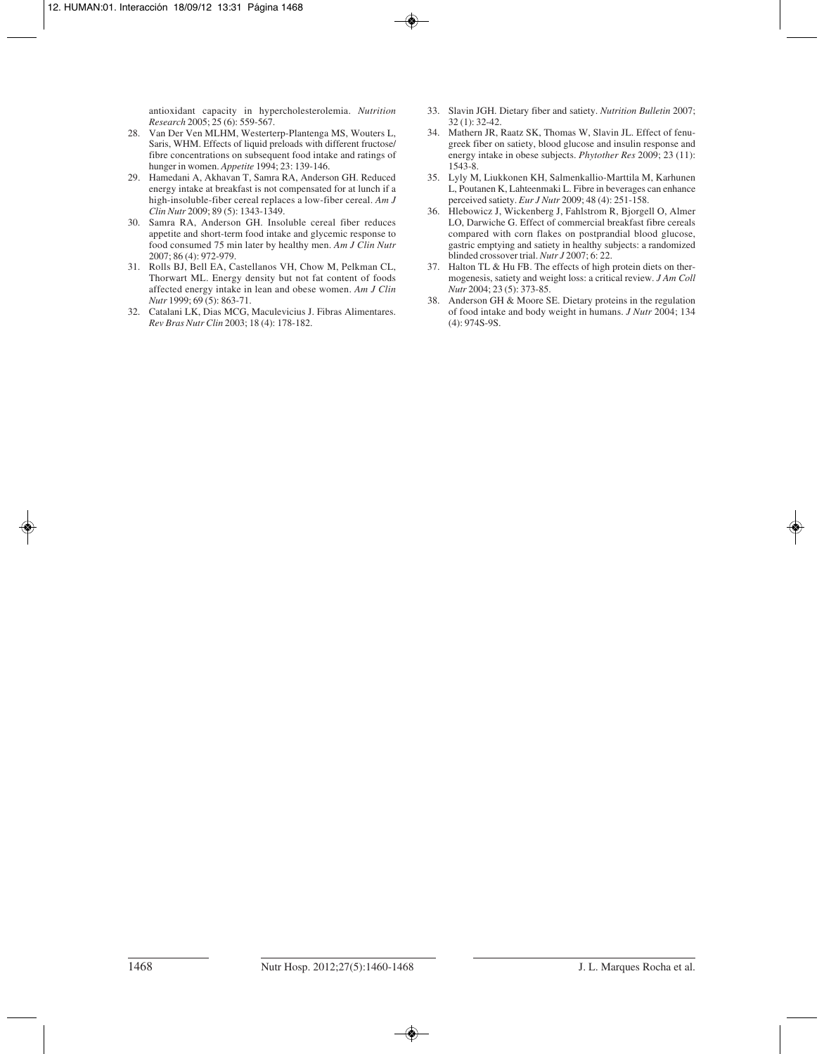antioxidant capacity in hypercholesterolemia. *Nutrition Research* 2005; 25 (6): 559-567.

28. Van Der Ven MLHM, Westerterp-Plantenga MS, Wouters L, Saris, WHM. Effects of liquid preloads with different fructose/fibre concentrations on subsequent food intake and ratings of hunger in women. *Appetite* 1994; 23: 139-146.
29. Hamedani A, Akhavan T, Samra RA, Anderson GH. Reduced energy intake at breakfast is not compensated for at lunch if a high-insoluble-fiber cereal replaces a low-fiber cereal. *Am J Clin Nutr* 2009; 89 (5): 1343-1349.
30. Samra RA, Anderson GH. Insoluble cereal fiber reduces appetite and short-term food intake and glycemic response to food consumed 75 min later by healthy men. *Am J Clin Nutr* 2007; 86 (4): 972-979.
31. Rolls BJ, Bell EA, Castellanos VH, Chow M, Pelkman CL, Thorwart ML. Energy density but not fat content of foods affected energy intake in lean and obese women. *Am J Clin Nutr* 1999; 69 (5): 863-71.
32. Catalani LK, Dias MCG, Maculevicius J. Fibras Alimentares. *Rev Bras Nutr Clin* 2003; 18 (4): 178-182.
33. Slavin JGH. Dietary fiber and satiety. *Nutrition Bulletin* 2007; 32 (1): 32-42.
34. Mathern JR, Raatz SK, Thomas W, Slavin JL. Effect of fenugreek fiber on satiety, blood glucose and insulin response and energy intake in obese subjects. *Phytother Res* 2009; 23 (11): 1543-8.
35. Lyly M, Liukkonen KH, Salmenkallio-Marttila M, Karhunen L, Poutanen K, Lahteenmaki L. Fibre in beverages can enhance perceived satiety. *Eur J Nutr* 2009; 48 (4): 251-158.
36. Hlebowicz J, Wickenberg J, Fahlstrom R, Bjorgell O, Almer LO, Darwiche G. Effect of commercial breakfast fibre cereals compared with corn flakes on postprandial blood glucose, gastric emptying and satiety in healthy subjects: a randomized blinded crossover trial. *Nutr J* 2007; 6: 22.
37. Halton TL & Hu FB. The effects of high protein diets on thermogenesis, satiety and weight loss: a critical review. *J Am Coll Nutr* 2004; 23 (5): 373-85.
38. Anderson GH & Moore SE. Dietary proteins in the regulation of food intake and body weight in humans. *J Nutr* 2004; 134 (4): 974S-9S.